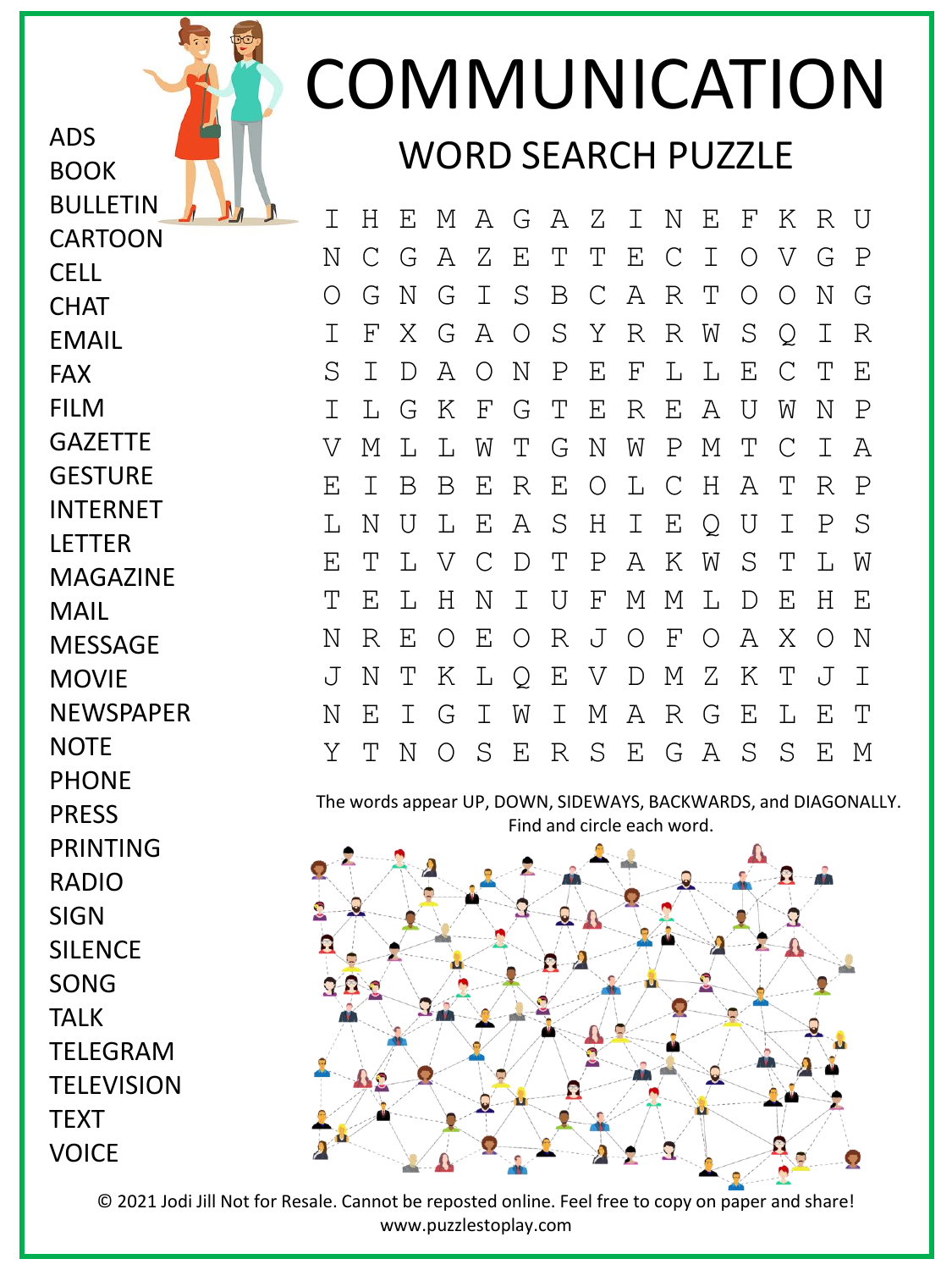# COMMUNICATION

## WORD SEARCH PUZZLE

- ADS
- BOOK
- BULLETIN
- CARTOON
- CELL
- CHAT
- EMAIL
- FAX
- FILM
- GAZETTE
- GESTURE
- INTERNET
- LETTER
- MAGAZINE
- MAIL
- MESSAGE
- MOVIE
- NEWSPAPER
- NOTE
- PHONE
- PRESS
- PRINTING
- RADIO
- SIGN
- SILENCE
- SONG
- TALK
- TELEGRAM
- TELEVISION
- TEXT
- VOICE

```
I H E M A G A Z I N E F K R U
N C G A Z E T T E C I O V G P
O G N G I S B C A R T O O N G
I F X G A O S Y R R W S Q I R
S I D A O N P E F L L E C T E
I L G K F G T E R E A U W N P
V M L L W T G N W P M T C I A
E I B B E R E O L C H A T R P
L N U L E A S H I E Q U I P S
E T L V C D T P A K W S T L W
T E L H N I U F M M L D E H E
N R E O E O R J O F O A X O N
J N T K L Q E V D M Z K T J I
N E I G I W I M A R G E L E T
Y T N O S E R S E G A S S E M
```

The words appear UP, DOWN, SIDEWAYS, BACKWARDS, and DIAGONALLY. Find and circle each word.

© 2021 Jodi Jill Not for Resale. Cannot be reposted online. Feel free to copy on paper and share!
www.puzzlestoplay.com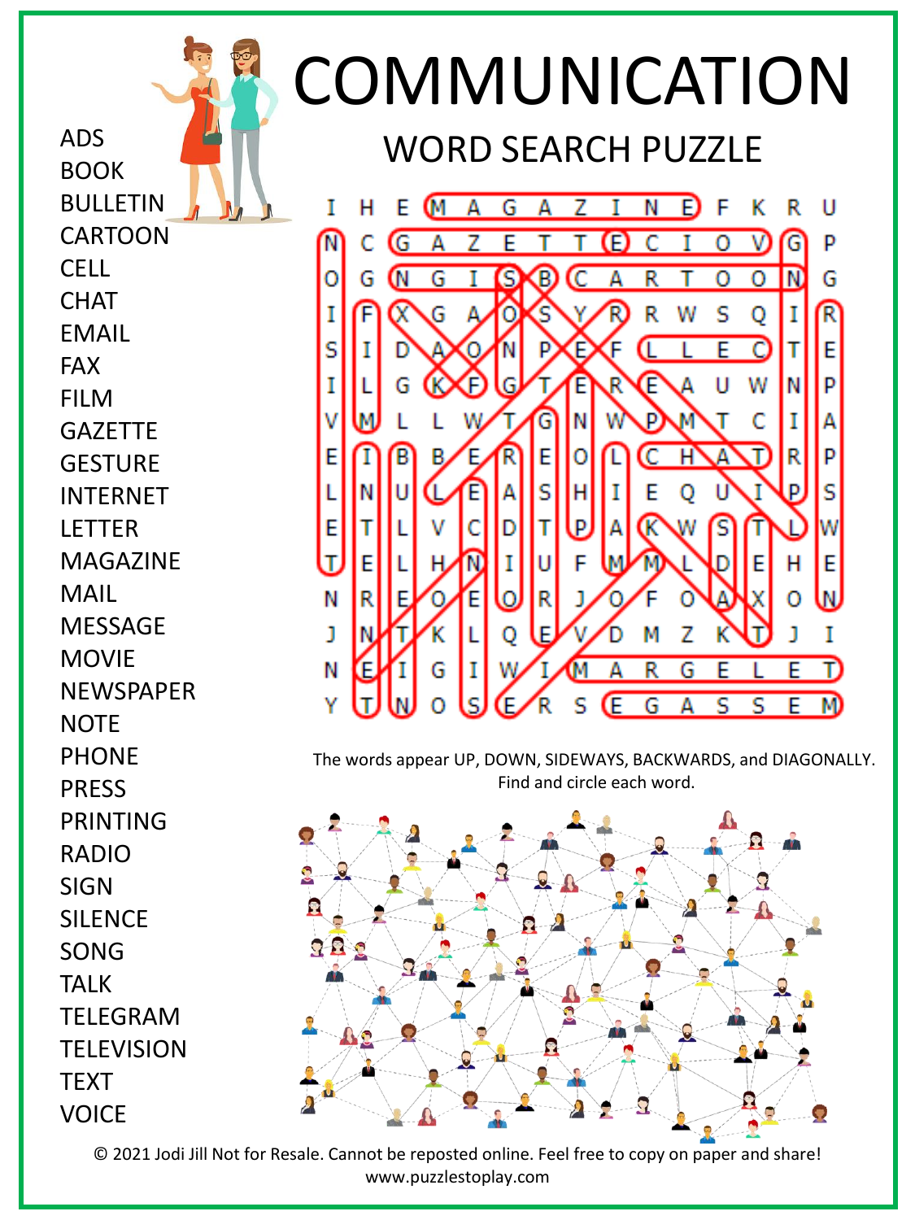# COMMUNICATION

## WORD SEARCH PUZZLE

ADS
BOOK
BULLETIN
CARTOON
CELL
CHAT
EMAIL
FAX
FILM
GAZETTE
GESTURE
INTERNET
LETTER
MAGAZINE
MAIL
MESSAGE
MOVIE
NEWSPAPER
NOTE
PHONE
PRESS
PRINTING
RADIO
SIGN
SILENCE
SONG
TALK
TELEGRAM
TELEVISION
TEXT
VOICE

| | | | | | | | | | | | | | | |
|---|---|---|---|---|---|---|---|---|---|---|---|---|---|---|
| I | H | E | M | A | G | A | Z | I | N | E | F | K | R | U |
| N | C | G | A | Z | E | T | T | E | C | I | O | V | G | P |
| O | G | N | G | I | S | B | C | A | R | T | O | O | N | G |
| I | F | X | G | A | O | S | Y | R | R | W | S | Q | I | R |
| S | I | D | A | O | N | P | E | F | L | L | E | C | T | E |
| I | L | G | K | F | G | T | E | R | E | A | U | W | N | P |
| V | M | L | L | W | T | G | N | W | P | M | T | C | I | A |
| E | I | B | B | E | R | E | O | L | C | H | A | T | R | P |
| L | N | U | L | E | A | S | H | I | E | Q | U | I | P | S |
| E | T | L | V | C | D | T | P | A | K | W | S | T | L | W |
| T | E | L | H | N | I | U | F | M | M | L | D | E | H | E |
| N | R | E | O | E | O | R | J | O | F | O | A | X | O | N |
| J | N | T | K | L | Q | E | V | D | M | Z | K | T | J | I |
| N | E | I | G | I | W | I | M | A | R | G | E | L | E | T |
| Y | T | N | O | S | E | R | S | E | G | A | S | S | E | M |

The words appear UP, DOWN, SIDEWAYS, BACKWARDS, and DIAGONALLY.
Find and circle each word.

© 2021 Jodi Jill Not for Resale. Cannot be reposted online. Feel free to copy on paper and share!
www.puzzlestoplay.com